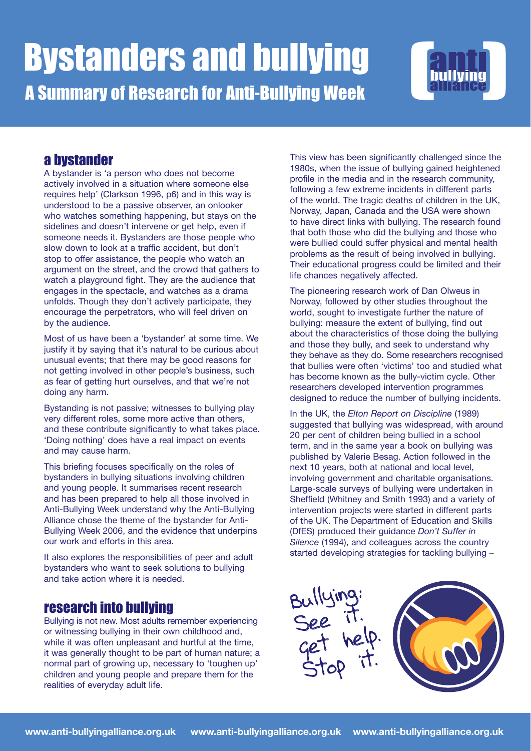# Bystanders and bullying

## A Summary of Research for Anti-Bullying Week

## a bystander

A bystander is 'a person who does not become actively involved in a situation where someone else requires help' (Clarkson 1996, p6) and in this way is understood to be a passive observer, an onlooker who watches something happening, but stays on the sidelines and doesn't intervene or get help, even if someone needs it. Bystanders are those people who slow down to look at a traffic accident, but don't stop to offer assistance, the people who watch an argument on the street, and the crowd that gathers to watch a playground fight. They are the audience that engages in the spectacle, and watches as a drama unfolds. Though they don't actively participate, they encourage the perpetrators, who will feel driven on by the audience.

Most of us have been a 'bystander' at some time. We justify it by saying that it's natural to be curious about unusual events; that there may be good reasons for not getting involved in other people's business, such as fear of getting hurt ourselves, and that we're not doing any harm.

Bystanding is not passive; witnesses to bullying play very different roles, some more active than others, and these contribute significantly to what takes place. 'Doing nothing' does have a real impact on events and may cause harm.

This briefing focuses specifically on the roles of bystanders in bullying situations involving children and young people. It summarises recent research and has been prepared to help all those involved in Anti-Bullying Week understand why the Anti-Bullying Alliance chose the theme of the bystander for Anti-Bullying Week 2006, and the evidence that underpins our work and efforts in this area.

It also explores the responsibilities of peer and adult bystanders who want to seek solutions to bullying and take action where it is needed.

## research into bullying

Bullying is not new. Most adults remember experiencing or witnessing bullying in their own childhood and, while it was often unpleasant and hurtful at the time, it was generally thought to be part of human nature; a normal part of growing up, necessary to 'toughen up' children and young people and prepare them for the realities of everyday adult life.

This view has been significantly challenged since the 1980s, when the issue of bullying gained heightened profile in the media and in the research community, following a few extreme incidents in different parts of the world. The tragic deaths of children in the UK, Norway, Japan, Canada and the USA were shown to have direct links with bullying. The research found that both those who did the bullying and those who were bullied could suffer physical and mental health problems as the result of being involved in bullying. Their educational progress could be limited and their life chances negatively affected.

The pioneering research work of Dan Olweus in Norway, followed by other studies throughout the world, sought to investigate further the nature of bullying: measure the extent of bullying, find out about the characteristics of those doing the bullying and those they bully, and seek to understand why they behave as they do. Some researchers recognised that bullies were often 'victims' too and studied what has become known as the bully-victim cycle. Other researchers developed intervention programmes designed to reduce the number of bullying incidents.

In the UK, the *Elton Report on Discipline* (1989) suggested that bullying was widespread, with around 20 per cent of children being bullied in a school term, and in the same year a book on bullying was published by Valerie Besag. Action followed in the next 10 years, both at national and local level, involving government and charitable organisations. Large-scale surveys of bullying were undertaken in Sheffield (Whitney and Smith 1993) and a variety of intervention projects were started in different parts of the UK. The Department of Education and Skills (DfES) produced their guidance *Don't Suffer in Silence* (1994), and colleagues across the country started developing strategies for tackling bullying –

Bullying: See it. Get help. Stop it.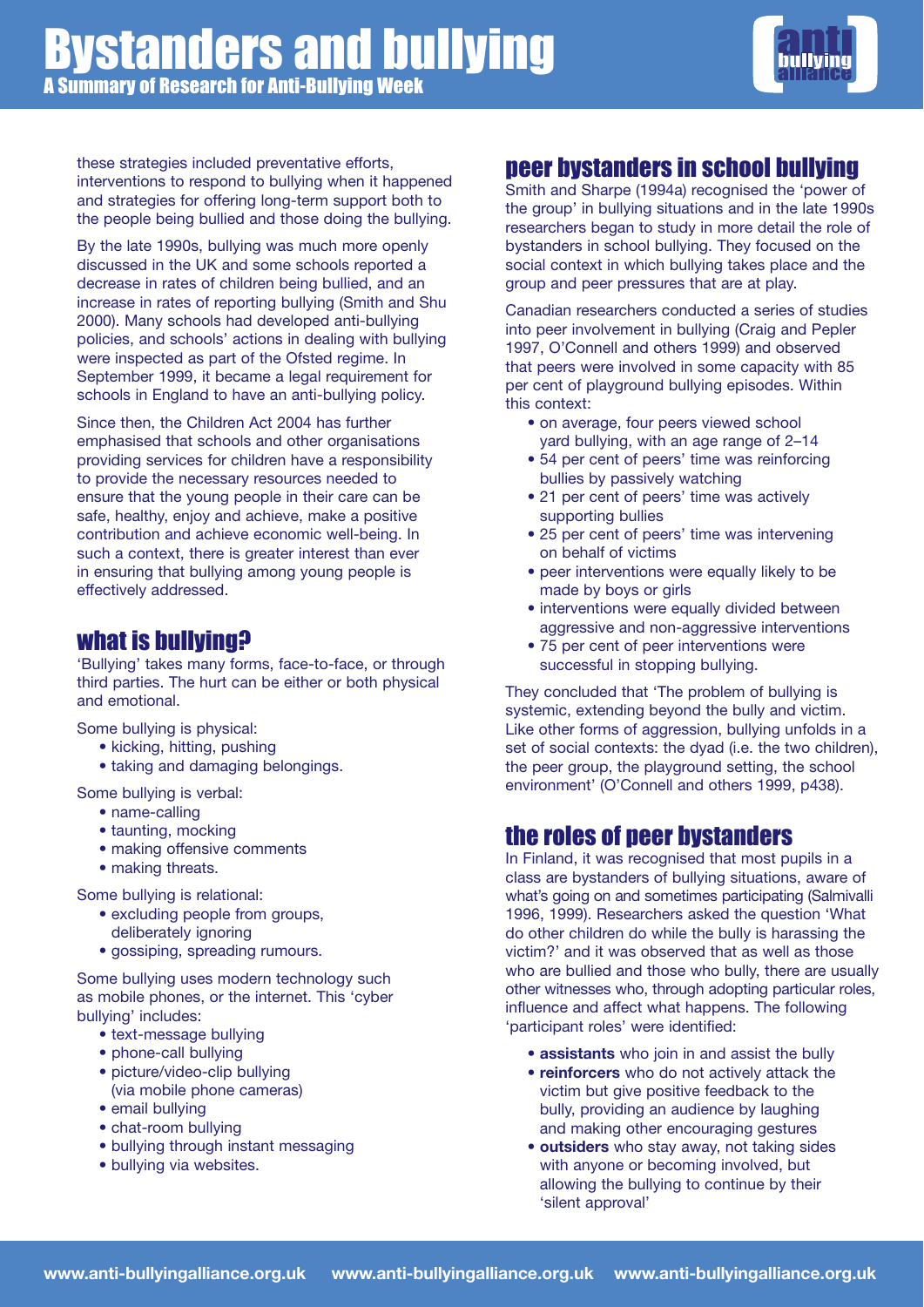these strategies included preventative efforts, interventions to respond to bullying when it happened and strategies for offering long-term support both to the people being bullied and those doing the bullying.

By the late 1990s, bullying was much more openly discussed in the UK and some schools reported a decrease in rates of children being bullied, and an increase in rates of reporting bullying (Smith and Shu 2000). Many schools had developed anti-bullying policies, and schools' actions in dealing with bullying were inspected as part of the Ofsted regime. In September 1999, it became a legal requirement for schools in England to have an anti-bullying policy.

Since then, the Children Act 2004 has further emphasised that schools and other organisations providing services for children have a responsibility to provide the necessary resources needed to ensure that the young people in their care can be safe, healthy, enjoy and achieve, make a positive contribution and achieve economic well-being. In such a context, there is greater interest than ever in ensuring that bullying among young people is effectively addressed.

## what is bullying?

'Bullying' takes many forms, face-to-face, or through third parties. The hurt can be either or both physical and emotional.

Some bullying is physical:

- kicking, hitting, pushing
- taking and damaging belongings.

Some bullying is verbal:

- name-calling
- taunting, mocking
- making offensive comments
- making threats.

Some bullying is relational:

- excluding people from groups, deliberately ignoring
- gossiping, spreading rumours.

Some bullying uses modern technology such as mobile phones, or the internet. This 'cyber bullying' includes:

- text-message bullying
- phone-call bullying
- picture/video-clip bullying (via mobile phone cameras)
- email bullying
- chat-room bullying
- bullying through instant messaging
- bullying via websites.

## peer bystanders in school bullying

Smith and Sharpe (1994a) recognised the 'power of the group' in bullying situations and in the late 1990s researchers began to study in more detail the role of bystanders in school bullying. They focused on the social context in which bullying takes place and the group and peer pressures that are at play.

Canadian researchers conducted a series of studies into peer involvement in bullying (Craig and Pepler 1997, O'Connell and others 1999) and observed that peers were involved in some capacity with 85 per cent of playground bullying episodes. Within this context:

- on average, four peers viewed school yard bullying, with an age range of 2–14
- 54 per cent of peers' time was reinforcing bullies by passively watching
- 21 per cent of peers' time was actively supporting bullies
- 25 per cent of peers' time was intervening on behalf of victims
- peer interventions were equally likely to be made by boys or girls
- interventions were equally divided between aggressive and non-aggressive interventions
- 75 per cent of peer interventions were successful in stopping bullying.

They concluded that 'The problem of bullying is systemic, extending beyond the bully and victim. Like other forms of aggression, bullying unfolds in a set of social contexts: the dyad (i.e. the two children), the peer group, the playground setting, the school environment' (O'Connell and others 1999, p438).

## the roles of peer bystanders

In Finland, it was recognised that most pupils in a class are bystanders of bullying situations, aware of what's going on and sometimes participating (Salmivalli 1996, 1999). Researchers asked the question 'What do other children do while the bully is harassing the victim?' and it was observed that as well as those who are bullied and those who bully, there are usually other witnesses who, through adopting particular roles, influence and affect what happens. The following 'participant roles' were identified:

- **assistants** who join in and assist the bully
- **reinforcers** who do not actively attack the victim but give positive feedback to the bully, providing an audience by laughing and making other encouraging gestures
- **outsiders** who stay away, not taking sides with anyone or becoming involved, but allowing the bullying to continue by their 'silent approval'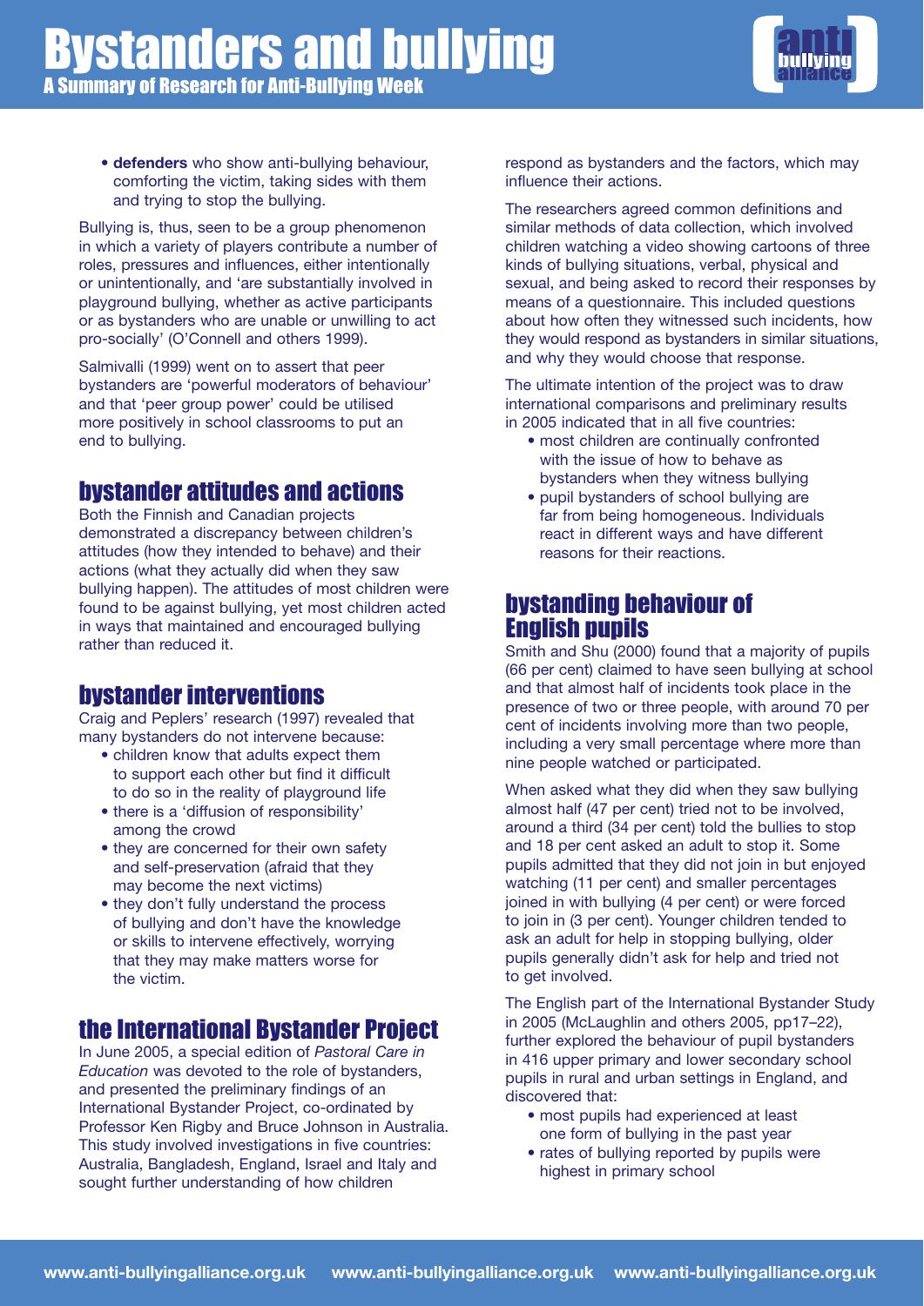- **defenders** who show anti-bullying behaviour, comforting the victim, taking sides with them and trying to stop the bullying.

Bullying is, thus, seen to be a group phenomenon in which a variety of players contribute a number of roles, pressures and influences, either intentionally or unintentionally, and 'are substantially involved in playground bullying, whether as active participants or as bystanders who are unable or unwilling to act pro-socially' (O'Connell and others 1999).

Salmivalli (1999) went on to assert that peer bystanders are 'powerful moderators of behaviour' and that 'peer group power' could be utilised more positively in school classrooms to put an end to bullying.

## bystander attitudes and actions

Both the Finnish and Canadian projects demonstrated a discrepancy between children's attitudes (how they intended to behave) and their actions (what they actually did when they saw bullying happen). The attitudes of most children were found to be against bullying, yet most children acted in ways that maintained and encouraged bullying rather than reduced it.

## bystander interventions

Craig and Peplers' research (1997) revealed that many bystanders do not intervene because:

- children know that adults expect them to support each other but find it difficult to do so in the reality of playground life
- there is a 'diffusion of responsibility' among the crowd
- they are concerned for their own safety and self-preservation (afraid that they may become the next victims)
- they don't fully understand the process of bullying and don't have the knowledge or skills to intervene effectively, worrying that they may make matters worse for the victim.

## the International Bystander Project

In June 2005, a special edition of *Pastoral Care in Education* was devoted to the role of bystanders, and presented the preliminary findings of an International Bystander Project, co-ordinated by Professor Ken Rigby and Bruce Johnson in Australia. This study involved investigations in five countries: Australia, Bangladesh, England, Israel and Italy and sought further understanding of how children respond as bystanders and the factors, which may influence their actions.

The researchers agreed common definitions and similar methods of data collection, which involved children watching a video showing cartoons of three kinds of bullying situations, verbal, physical and sexual, and being asked to record their responses by means of a questionnaire. This included questions about how often they witnessed such incidents, how they would respond as bystanders in similar situations, and why they would choose that response.

The ultimate intention of the project was to draw international comparisons and preliminary results in 2005 indicated that in all five countries:

- most children are continually confronted with the issue of how to behave as bystanders when they witness bullying
- pupil bystanders of school bullying are far from being homogeneous. Individuals react in different ways and have different reasons for their reactions.

## bystanding behaviour of English pupils

Smith and Shu (2000) found that a majority of pupils (66 per cent) claimed to have seen bullying at school and that almost half of incidents took place in the presence of two or three people, with around 70 per cent of incidents involving more than two people, including a very small percentage where more than nine people watched or participated.

When asked what they did when they saw bullying almost half (47 per cent) tried not to be involved, around a third (34 per cent) told the bullies to stop and 18 per cent asked an adult to stop it. Some pupils admitted that they did not join in but enjoyed watching (11 per cent) and smaller percentages joined in with bullying (4 per cent) or were forced to join in (3 per cent). Younger children tended to ask an adult for help in stopping bullying, older pupils generally didn't ask for help and tried not to get involved.

The English part of the International Bystander Study in 2005 (McLaughlin and others 2005, pp17–22), further explored the behaviour of pupil bystanders in 416 upper primary and lower secondary school pupils in rural and urban settings in England, and discovered that:

- most pupils had experienced at least one form of bullying in the past year
- rates of bullying reported by pupils were highest in primary school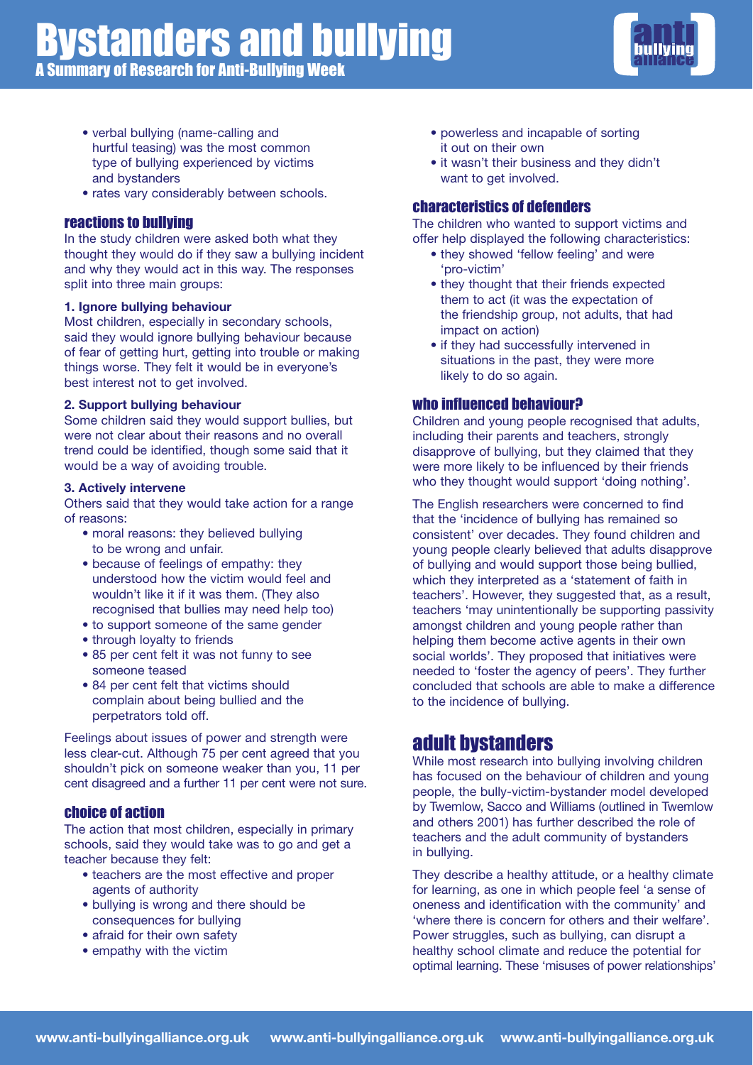- verbal bullying (name-calling and hurtful teasing) was the most common type of bullying experienced by victims and bystanders
- rates vary considerably between schools.

### reactions to bullying

In the study children were asked both what they thought they would do if they saw a bullying incident and why they would act in this way. The responses split into three main groups:

**1. Ignore bullying behaviour**

Most children, especially in secondary schools, said they would ignore bullying behaviour because of fear of getting hurt, getting into trouble or making things worse. They felt it would be in everyone's best interest not to get involved.

**2. Support bullying behaviour**

Some children said they would support bullies, but were not clear about their reasons and no overall trend could be identified, though some said that it would be a way of avoiding trouble.

**3. Actively intervene**

Others said that they would take action for a range of reasons:

- moral reasons: they believed bullying to be wrong and unfair.
- because of feelings of empathy: they understood how the victim would feel and wouldn't like it if it was them. (They also recognised that bullies may need help too)
- to support someone of the same gender
- through loyalty to friends
- 85 per cent felt it was not funny to see someone teased
- 84 per cent felt that victims should complain about being bullied and the perpetrators told off.

Feelings about issues of power and strength were less clear-cut. Although 75 per cent agreed that you shouldn't pick on someone weaker than you, 11 per cent disagreed and a further 11 per cent were not sure.

### choice of action

The action that most children, especially in primary schools, said they would take was to go and get a teacher because they felt:

- teachers are the most effective and proper agents of authority
- bullying is wrong and there should be consequences for bullying
- afraid for their own safety
- empathy with the victim
- powerless and incapable of sorting it out on their own
- it wasn't their business and they didn't want to get involved.

### characteristics of defenders

The children who wanted to support victims and offer help displayed the following characteristics:

- they showed 'fellow feeling' and were 'pro-victim'
- they thought that their friends expected them to act (it was the expectation of the friendship group, not adults, that had impact on action)
- if they had successfully intervened in situations in the past, they were more likely to do so again.

### who influenced behaviour?

Children and young people recognised that adults, including their parents and teachers, strongly disapprove of bullying, but they claimed that they were more likely to be influenced by their friends who they thought would support 'doing nothing'.

The English researchers were concerned to find that the 'incidence of bullying has remained so consistent' over decades. They found children and young people clearly believed that adults disapprove of bullying and would support those being bullied, which they interpreted as a 'statement of faith in teachers'. However, they suggested that, as a result, teachers 'may unintentionally be supporting passivity amongst children and young people rather than helping them become active agents in their own social worlds'. They proposed that initiatives were needed to 'foster the agency of peers'. They further concluded that schools are able to make a difference to the incidence of bullying.

## adult bystanders

While most research into bullying involving children has focused on the behaviour of children and young people, the bully-victim-bystander model developed by Twemlow, Sacco and Williams (outlined in Twemlow and others 2001) has further described the role of teachers and the adult community of bystanders in bullying.

They describe a healthy attitude, or a healthy climate for learning, as one in which people feel 'a sense of oneness and identification with the community' and 'where there is concern for others and their welfare'. Power struggles, such as bullying, can disrupt a healthy school climate and reduce the potential for optimal learning. These 'misuses of power relationships'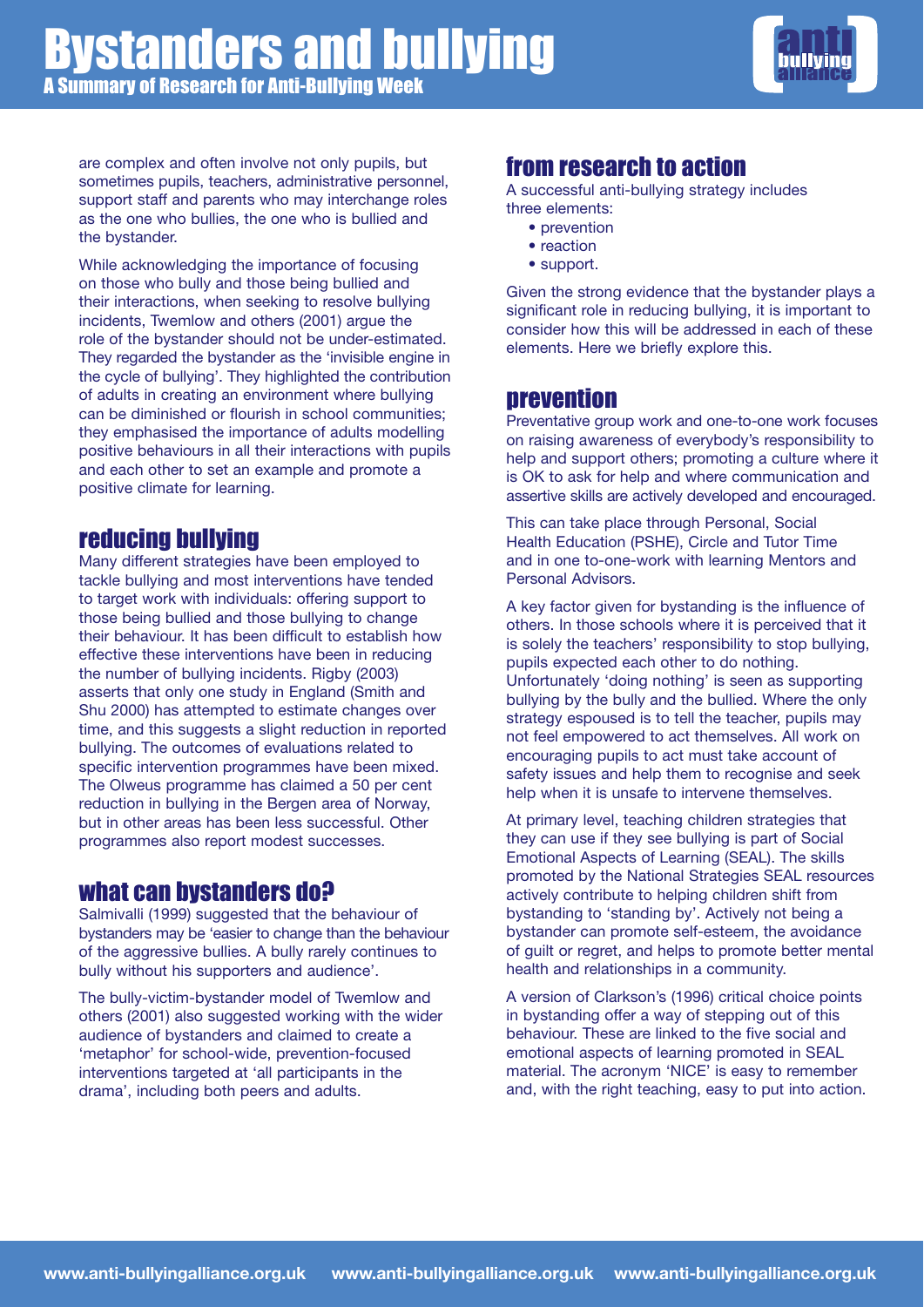are complex and often involve not only pupils, but sometimes pupils, teachers, administrative personnel, support staff and parents who may interchange roles as the one who bullies, the one who is bullied and the bystander.

While acknowledging the importance of focusing on those who bully and those being bullied and their interactions, when seeking to resolve bullying incidents, Twemlow and others (2001) argue the role of the bystander should not be under-estimated. They regarded the bystander as the 'invisible engine in the cycle of bullying'. They highlighted the contribution of adults in creating an environment where bullying can be diminished or flourish in school communities; they emphasised the importance of adults modelling positive behaviours in all their interactions with pupils and each other to set an example and promote a positive climate for learning.

## reducing bullying

Many different strategies have been employed to tackle bullying and most interventions have tended to target work with individuals: offering support to those being bullied and those bullying to change their behaviour. It has been difficult to establish how effective these interventions have been in reducing the number of bullying incidents. Rigby (2003) asserts that only one study in England (Smith and Shu 2000) has attempted to estimate changes over time, and this suggests a slight reduction in reported bullying. The outcomes of evaluations related to specific intervention programmes have been mixed. The Olweus programme has claimed a 50 per cent reduction in bullying in the Bergen area of Norway, but in other areas has been less successful. Other programmes also report modest successes.

## what can bystanders do?

Salmivalli (1999) suggested that the behaviour of bystanders may be 'easier to change than the behaviour of the aggressive bullies. A bully rarely continues to bully without his supporters and audience'.

The bully-victim-bystander model of Twemlow and others (2001) also suggested working with the wider audience of bystanders and claimed to create a 'metaphor' for school-wide, prevention-focused interventions targeted at 'all participants in the drama', including both peers and adults.

## from research to action

A successful anti-bullying strategy includes three elements:

- prevention
- reaction
- support.

Given the strong evidence that the bystander plays a significant role in reducing bullying, it is important to consider how this will be addressed in each of these elements. Here we briefly explore this.

## prevention

Preventative group work and one-to-one work focuses on raising awareness of everybody's responsibility to help and support others; promoting a culture where it is OK to ask for help and where communication and assertive skills are actively developed and encouraged.

This can take place through Personal, Social Health Education (PSHE), Circle and Tutor Time and in one to-one-work with learning Mentors and Personal Advisors.

A key factor given for bystanding is the influence of others. In those schools where it is perceived that it is solely the teachers' responsibility to stop bullying, pupils expected each other to do nothing. Unfortunately 'doing nothing' is seen as supporting bullying by the bully and the bullied. Where the only strategy espoused is to tell the teacher, pupils may not feel empowered to act themselves. All work on encouraging pupils to act must take account of safety issues and help them to recognise and seek help when it is unsafe to intervene themselves.

At primary level, teaching children strategies that they can use if they see bullying is part of Social Emotional Aspects of Learning (SEAL). The skills promoted by the National Strategies SEAL resources actively contribute to helping children shift from bystanding to 'standing by'. Actively not being a bystander can promote self-esteem, the avoidance of guilt or regret, and helps to promote better mental health and relationships in a community.

A version of Clarkson's (1996) critical choice points in bystanding offer a way of stepping out of this behaviour. These are linked to the five social and emotional aspects of learning promoted in SEAL material. The acronym 'NICE' is easy to remember and, with the right teaching, easy to put into action.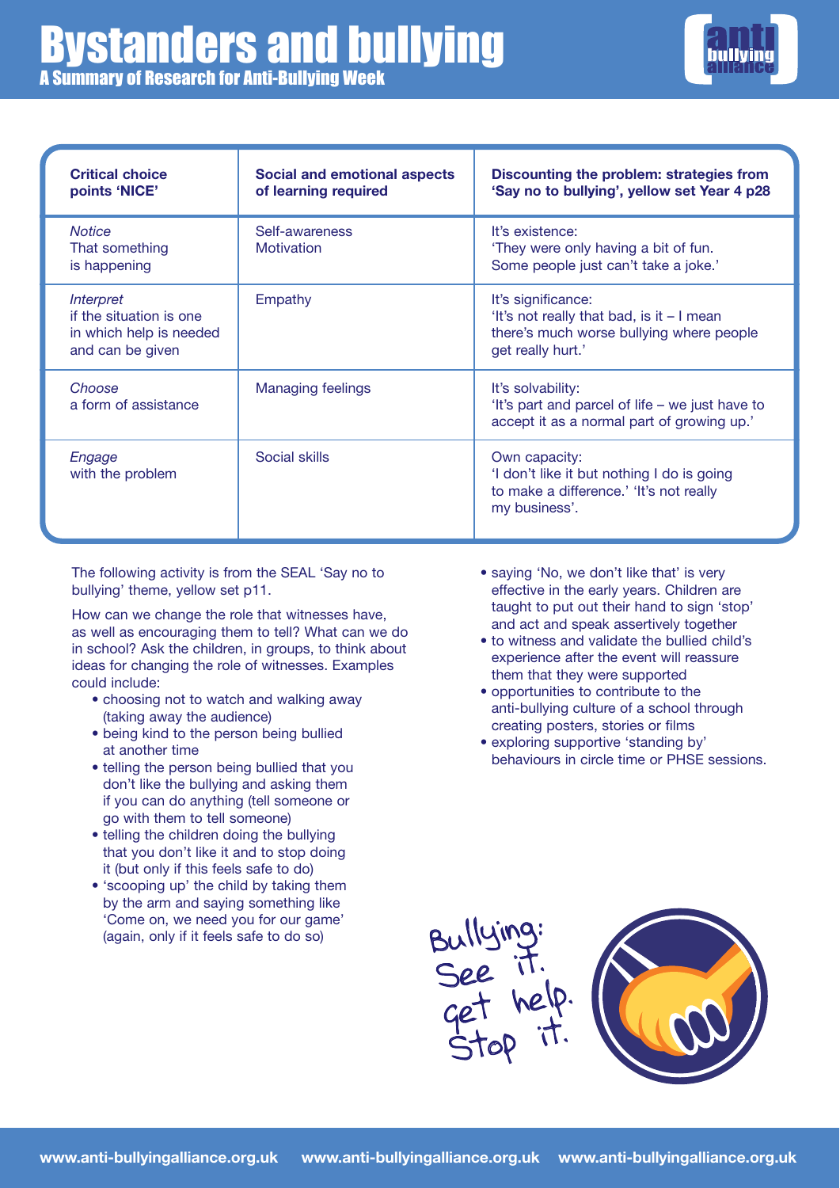# Bystanders and bullying

## A Summary of Research for Anti-Bullying Week

| Critical choice points 'NICE' | Social and emotional aspects of learning required | Discounting the problem: strategies from 'Say no to bullying', yellow set Year 4 p28 |
|---|---|---|
| *Notice* That something is happening | Self-awareness Motivation | It's existence: 'They were only having a bit of fun. Some people just can't take a joke.' |
| *Interpret* if the situation is one in which help is needed and can be given | Empathy | It's significance: 'It's not really that bad, is it – I mean there's much worse bullying where people get really hurt.' |
| *Choose* a form of assistance | Managing feelings | It's solvability: 'It's part and parcel of life – we just have to accept it as a normal part of growing up.' |
| *Engage* with the problem | Social skills | Own capacity: 'I don't like it but nothing I do is going to make a difference.' 'It's not really my business'. |

The following activity is from the SEAL 'Say no to bullying' theme, yellow set p11.

How can we change the role that witnesses have, as well as encouraging them to tell? What can we do in school? Ask the children, in groups, to think about ideas for changing the role of witnesses. Examples could include:

- choosing not to watch and walking away (taking away the audience)
- being kind to the person being bullied at another time
- telling the person being bullied that you don't like the bullying and asking them if you can do anything (tell someone or go with them to tell someone)
- telling the children doing the bullying that you don't like it and to stop doing it (but only if this feels safe to do)
- 'scooping up' the child by taking them by the arm and saying something like 'Come on, we need you for our game' (again, only if it feels safe to do so)
- saying 'No, we don't like that' is very effective in the early years. Children are taught to put out their hand to sign 'stop' and act and speak assertively together
- to witness and validate the bullied child's experience after the event will reassure them that they were supported
- opportunities to contribute to the anti-bullying culture of a school through creating posters, stories or films
- exploring supportive 'standing by' behaviours in circle time or PHSE sessions.

Bullying: See it. Get help. Stop it.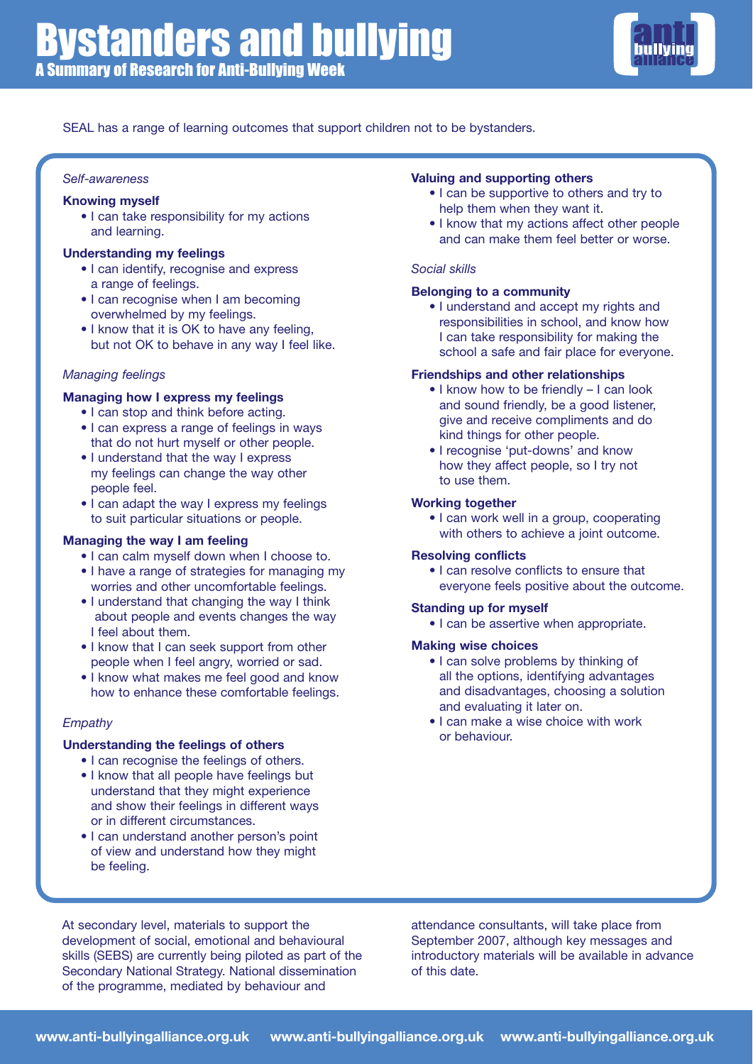SEAL has a range of learning outcomes that support children not to be bystanders.

*Self-awareness*

**Knowing myself**

- I can take responsibility for my actions and learning.

**Understanding my feelings**

- I can identify, recognise and express a range of feelings.
- I can recognise when I am becoming overwhelmed by my feelings.
- I know that it is OK to have any feeling, but not OK to behave in any way I feel like.

*Managing feelings*

**Managing how I express my feelings**

- I can stop and think before acting.
- I can express a range of feelings in ways that do not hurt myself or other people.
- I understand that the way I express my feelings can change the way other people feel.
- I can adapt the way I express my feelings to suit particular situations or people.

**Managing the way I am feeling**

- I can calm myself down when I choose to.
- I have a range of strategies for managing my worries and other uncomfortable feelings.
- I understand that changing the way I think about people and events changes the way I feel about them.
- I know that I can seek support from other people when I feel angry, worried or sad.
- I know what makes me feel good and know how to enhance these comfortable feelings.

*Empathy*

**Understanding the feelings of others**

- I can recognise the feelings of others.
- I know that all people have feelings but understand that they might experience and show their feelings in different ways or in different circumstances.
- I can understand another person's point of view and understand how they might be feeling.

**Valuing and supporting others**

- I can be supportive to others and try to help them when they want it.
- I know that my actions affect other people and can make them feel better or worse.

*Social skills*

**Belonging to a community**

- I understand and accept my rights and responsibilities in school, and know how I can take responsibility for making the school a safe and fair place for everyone.

**Friendships and other relationships**

- I know how to be friendly – I can look and sound friendly, be a good listener, give and receive compliments and do kind things for other people.
- I recognise 'put-downs' and know how they affect people, so I try not to use them.

**Working together**

- I can work well in a group, cooperating with others to achieve a joint outcome.

**Resolving conflicts**

- I can resolve conflicts to ensure that everyone feels positive about the outcome.

**Standing up for myself**

- I can be assertive when appropriate.

**Making wise choices**

- I can solve problems by thinking of all the options, identifying advantages and disadvantages, choosing a solution and evaluating it later on.
- I can make a wise choice with work or behaviour.

At secondary level, materials to support the development of social, emotional and behavioural skills (SEBS) are currently being piloted as part of the Secondary National Strategy. National dissemination of the programme, mediated by behaviour and attendance consultants, will take place from September 2007, although key messages and introductory materials will be available in advance of this date.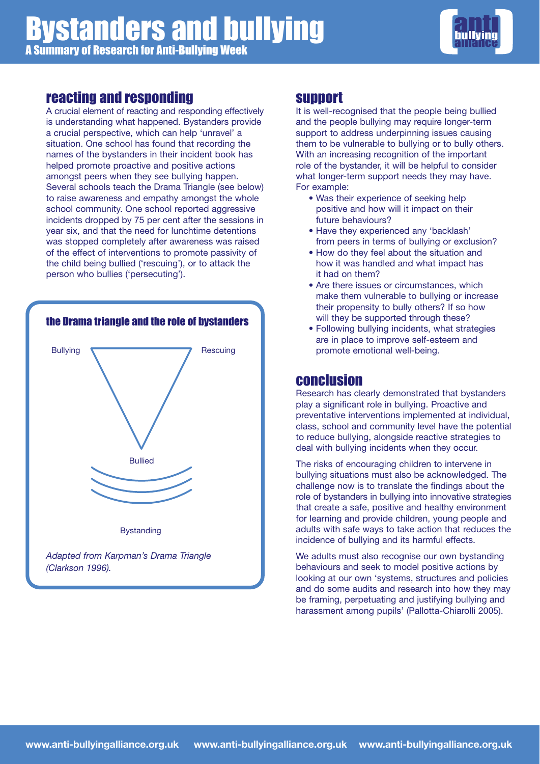# Bystanders and bullying

A Summary of Research for Anti-Bullying Week

## reacting and responding

A crucial element of reacting and responding effectively is understanding what happened. Bystanders provide a crucial perspective, which can help 'unravel' a situation. One school has found that recording the names of the bystanders in their incident book has helped promote proactive and positive actions amongst peers when they see bullying happen. Several schools teach the Drama Triangle (see below) to raise awareness and empathy amongst the whole school community. One school reported aggressive incidents dropped by 75 per cent after the sessions in year six, and that the need for lunchtime detentions was stopped completely after awareness was raised of the effect of interventions to promote passivity of the child being bullied ('rescuing'), or to attack the person who bullies ('persecuting').

### the Drama triangle and the role of bystanders

Bullying

Rescuing

Bullied

Bystanding

*Adapted from Karpman's Drama Triangle (Clarkson 1996).*

## support

It is well-recognised that the people being bullied and the people bullying may require longer-term support to address underpinning issues causing them to be vulnerable to bullying or to bully others. With an increasing recognition of the important role of the bystander, it will be helpful to consider what longer-term support needs they may have. For example:

- Was their experience of seeking help positive and how will it impact on their future behaviours?
- Have they experienced any 'backlash' from peers in terms of bullying or exclusion?
- How do they feel about the situation and how it was handled and what impact has it had on them?
- Are there issues or circumstances, which make them vulnerable to bullying or increase their propensity to bully others? If so how will they be supported through these?
- Following bullying incidents, what strategies are in place to improve self-esteem and promote emotional well-being.

## conclusion

Research has clearly demonstrated that bystanders play a significant role in bullying. Proactive and preventative interventions implemented at individual, class, school and community level have the potential to reduce bullying, alongside reactive strategies to deal with bullying incidents when they occur.

The risks of encouraging children to intervene in bullying situations must also be acknowledged. The challenge now is to translate the findings about the role of bystanders in bullying into innovative strategies that create a safe, positive and healthy environment for learning and provide children, young people and adults with safe ways to take action that reduces the incidence of bullying and its harmful effects.

We adults must also recognise our own bystanding behaviours and seek to model positive actions by looking at our own 'systems, structures and policies and do some audits and research into how they may be framing, perpetuating and justifying bullying and harassment among pupils' (Pallotta-Chiarolli 2005).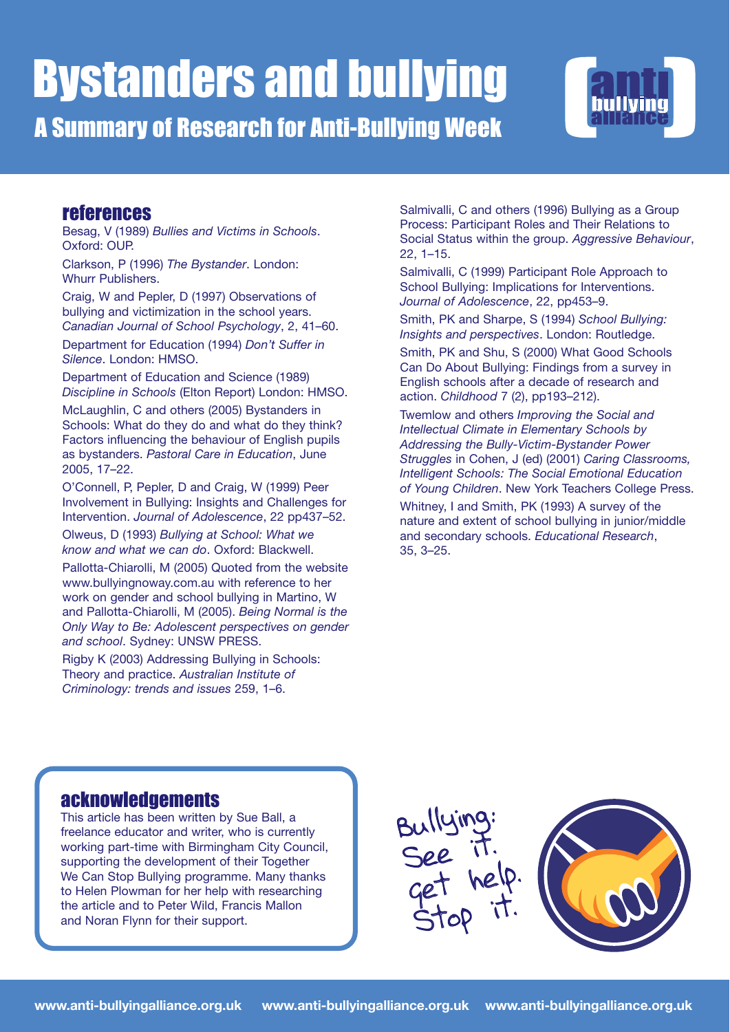# Bystanders and bullying

## A Summary of Research for Anti-Bullying Week

## references

Besag, V (1989) *Bullies and Victims in Schools*. Oxford: OUP.

Clarkson, P (1996) *The Bystander*. London: Whurr Publishers.

Craig, W and Pepler, D (1997) Observations of bullying and victimization in the school years. *Canadian Journal of School Psychology*, 2, 41–60.

Department for Education (1994) *Don't Suffer in Silence*. London: HMSO.

Department of Education and Science (1989) *Discipline in Schools* (Elton Report) London: HMSO.

McLaughlin, C and others (2005) Bystanders in Schools: What do they do and what do they think? Factors influencing the behaviour of English pupils as bystanders. *Pastoral Care in Education*, June 2005, 17–22.

O'Connell, P, Pepler, D and Craig, W (1999) Peer Involvement in Bullying: Insights and Challenges for Intervention. *Journal of Adolescence*, 22 pp437–52.

Olweus, D (1993) *Bullying at School: What we know and what we can do*. Oxford: Blackwell.

Pallotta-Chiarolli, M (2005) Quoted from the website www.bullyingnoway.com.au with reference to her work on gender and school bullying in Martino, W and Pallotta-Chiarolli, M (2005). *Being Normal is the Only Way to Be: Adolescent perspectives on gender and school*. Sydney: UNSW PRESS.

Rigby K (2003) Addressing Bullying in Schools: Theory and practice. *Australian Institute of Criminology: trends and issues* 259, 1–6.

Salmivalli, C and others (1996) Bullying as a Group Process: Participant Roles and Their Relations to Social Status within the group. *Aggressive Behaviour*, 22, 1–15.

Salmivalli, C (1999) Participant Role Approach to School Bullying: Implications for Interventions. *Journal of Adolescence*, 22, pp453–9.

Smith, PK and Sharpe, S (1994) *School Bullying: Insights and perspectives*. London: Routledge.

Smith, PK and Shu, S (2000) What Good Schools Can Do About Bullying: Findings from a survey in English schools after a decade of research and action. *Childhood* 7 (2), pp193–212).

Twemlow and others *Improving the Social and Intellectual Climate in Elementary Schools by Addressing the Bully-Victim-Bystander Power Struggles* in Cohen, J (ed) (2001) *Caring Classrooms, Intelligent Schools: The Social Emotional Education of Young Children*. New York Teachers College Press.

Whitney, I and Smith, PK (1993) A survey of the nature and extent of school bullying in junior/middle and secondary schools. *Educational Research*, 35, 3–25.

## acknowledgements

This article has been written by Sue Ball, a freelance educator and writer, who is currently working part-time with Birmingham City Council, supporting the development of their Together We Can Stop Bullying programme. Many thanks to Helen Plowman for her help with researching the article and to Peter Wild, Francis Mallon and Noran Flynn for their support.

Bullying: See it. get help. Stop it.